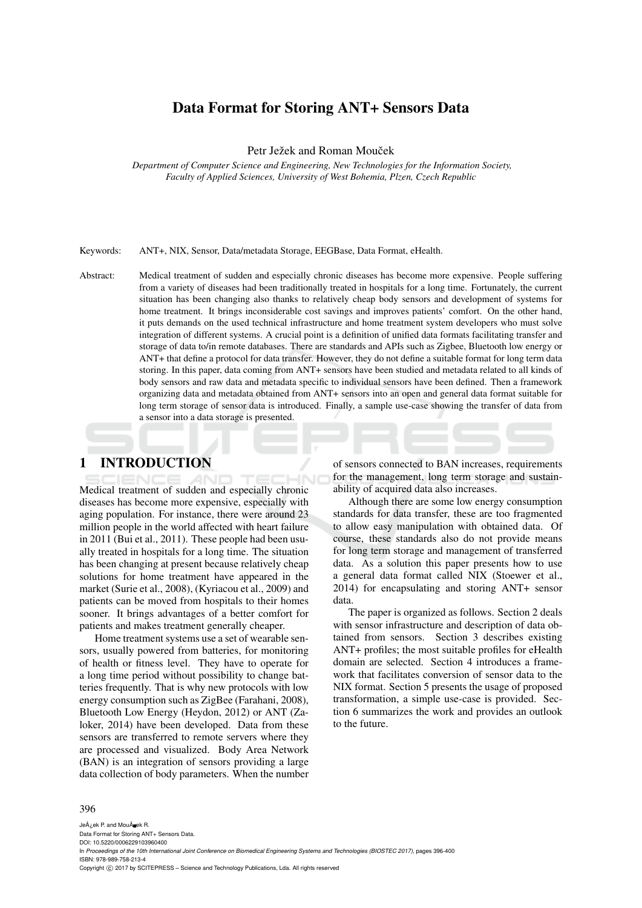# Data Format for Storing ANT+ Sensors Data

Petr Ježek and Roman Moucek

*Department of Computer Science and Engineering, New Technologies for the Information Society, Faculty of Applied Sciences, University of West Bohemia, Plzen, Czech Republic*

Keywords: ANT+, NIX, Sensor, Data/metadata Storage, EEGBase, Data Format, eHealth.

Abstract: Medical treatment of sudden and especially chronic diseases has become more expensive. People suffering from a variety of diseases had been traditionally treated in hospitals for a long time. Fortunately, the current situation has been changing also thanks to relatively cheap body sensors and development of systems for home treatment. It brings inconsiderable cost savings and improves patients' comfort. On the other hand, it puts demands on the used technical infrastructure and home treatment system developers who must solve integration of different systems. A crucial point is a definition of unified data formats facilitating transfer and storage of data to/in remote databases. There are standards and APIs such as Zigbee, Bluetooth low energy or ANT+ that define a protocol for data transfer. However, they do not define a suitable format for long term data storing. In this paper, data coming from ANT+ sensors have been studied and metadata related to all kinds of body sensors and raw data and metadata specific to individual sensors have been defined. Then a framework organizing data and metadata obtained from ANT+ sensors into an open and general data format suitable for long term storage of sensor data is introduced. Finally, a sample use-case showing the transfer of data from a sensor into a data storage is presented.

## 1 INTRODUCTION

Medical treatment of sudden and especially chronic diseases has become more expensive, especially with aging population. For instance, there were around 23 million people in the world affected with heart failure in 2011 (Bui et al., 2011). These people had been usually treated in hospitals for a long time. The situation has been changing at present because relatively cheap solutions for home treatment have appeared in the market (Surie et al., 2008), (Kyriacou et al., 2009) and patients can be moved from hospitals to their homes sooner. It brings advantages of a better comfort for patients and makes treatment generally cheaper.

Home treatment systems use a set of wearable sensors, usually powered from batteries, for monitoring of health or fitness level. They have to operate for a long time period without possibility to change batteries frequently. That is why new protocols with low energy consumption such as ZigBee (Farahani, 2008), Bluetooth Low Energy (Heydon, 2012) or ANT (Zaloker, 2014) have been developed. Data from these sensors are transferred to remote servers where they are processed and visualized. Body Area Network (BAN) is an integration of sensors providing a large data collection of body parameters. When the number of sensors connected to BAN increases, requirements for the management, long term storage and sustainability of acquired data also increases.

Although there are some low energy consumption standards for data transfer, these are too fragmented to allow easy manipulation with obtained data. Of course, these standards also do not provide means for long term storage and management of transferred data. As a solution this paper presents how to use a general data format called NIX (Stoewer et al., 2014) for encapsulating and storing ANT+ sensor data.

The paper is organized as follows. Section 2 deals with sensor infrastructure and description of data obtained from sensors. Section 3 describes existing ANT+ profiles; the most suitable profiles for eHealth domain are selected. Section 4 introduces a framework that facilitates conversion of sensor data to the NIX format. Section 5 presents the usage of proposed transformation, a simple use-case is provided. Section 6 summarizes the work and provides an outlook to the future.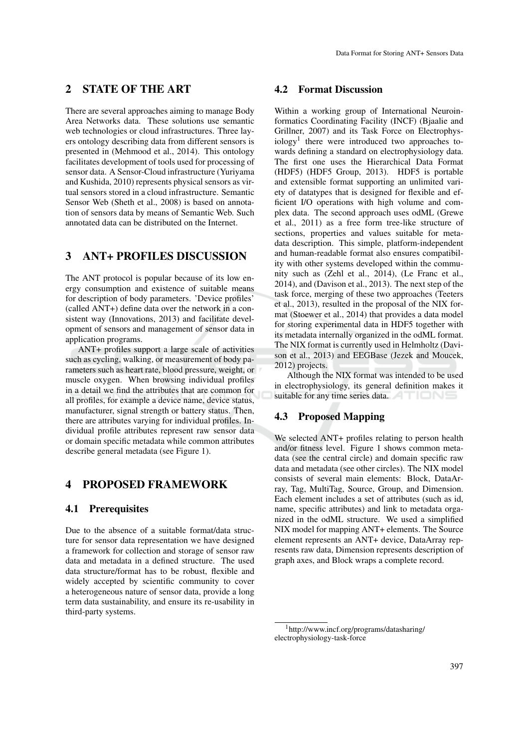## 2 STATE OF THE ART

There are several approaches aiming to manage Body Area Networks data. These solutions use semantic web technologies or cloud infrastructures. Three layers ontology describing data from different sensors is presented in (Mehmood et al., 2014). This ontology facilitates development of tools used for processing of sensor data. A Sensor-Cloud infrastructure (Yuriyama and Kushida, 2010) represents physical sensors as virtual sensors stored in a cloud infrastructure. Semantic Sensor Web (Sheth et al., 2008) is based on annotation of sensors data by means of Semantic Web. Such annotated data can be distributed on the Internet.

## 3 ANT+ PROFILES DISCUSSION

The ANT protocol is popular because of its low energy consumption and existence of suitable means for description of body parameters. 'Device profiles' (called ANT+) define data over the network in a consistent way (Innovations, 2013) and facilitate development of sensors and management of sensor data in application programs.

ANT+ profiles support a large scale of activities such as cycling, walking, or measurement of body parameters such as heart rate, blood pressure, weight, or muscle oxygen. When browsing individual profiles in a detail we find the attributes that are common for all profiles, for example a device name, device status, manufacturer, signal strength or battery status. Then, there are attributes varying for individual profiles. Individual profile attributes represent raw sensor data or domain specific metadata while common attributes describe general metadata (see Figure 1).

## 4 PROPOSED FRAMEWORK

### 4.1 Prerequisites

Due to the absence of a suitable format/data structure for sensor data representation we have designed a framework for collection and storage of sensor raw data and metadata in a defined structure. The used data structure/format has to be robust, flexible and widely accepted by scientific community to cover a heterogeneous nature of sensor data, provide a long term data sustainability, and ensure its re-usability in third-party systems.

### 4.2 Format Discussion

Within a working group of International Neuroinformatics Coordinating Facility (INCF) (Bjaalie and Grillner, 2007) and its Task Force on Electrophysiology[1] there were introduced two approaches towards defining a standard on electrophysiology data. The first one uses the Hierarchical Data Format (HDF5) (HDF5 Group, 2013). HDF5 is portable and extensible format supporting an unlimited variety of datatypes that is designed for flexible and efficient I/O operations with high volume and complex data. The second approach uses odML (Grewe et al., 2011) as a free form tree-like structure of sections, properties and values suitable for metadata description. This simple, platform-independent and human-readable format also ensures compatibility with other systems developed within the community such as (Zehl et al., 2014), (Le Franc et al., 2014), and (Davison et al., 2013). The next step of the task force, merging of these two approaches (Teeters et al., 2013), resulted in the proposal of the NIX format (Stoewer et al., 2014) that provides a data model for storing experimental data in HDF5 together with its metadata internally organized in the odML format. The NIX format is currently used in Helmholtz (Davison et al., 2013) and EEGBase (Jezek and Moucek, 2012) projects.

Although the NIX format was intended to be used in electrophysiology, its general definition makes it suitable for any time series data.

### 4.3 Proposed Mapping

We selected ANT+ profiles relating to person health and/or fitness level. Figure 1 shows common metadata (see the central circle) and domain specific raw data and metadata (see other circles). The NIX model consists of several main elements: Block, DataArray, Tag, MultiTag, Source, Group, and Dimension. Each element includes a set of attributes (such as id, name, specific attributes) and link to metadata organized in the odML structure. We used a simplified NIX model for mapping ANT+ elements. The Source element represents an ANT+ device, DataArray represents raw data, Dimension represents description of graph axes, and Block wraps a complete record.

[1] http://www.incf.org/programs/datasharing/electrophysiology-task-force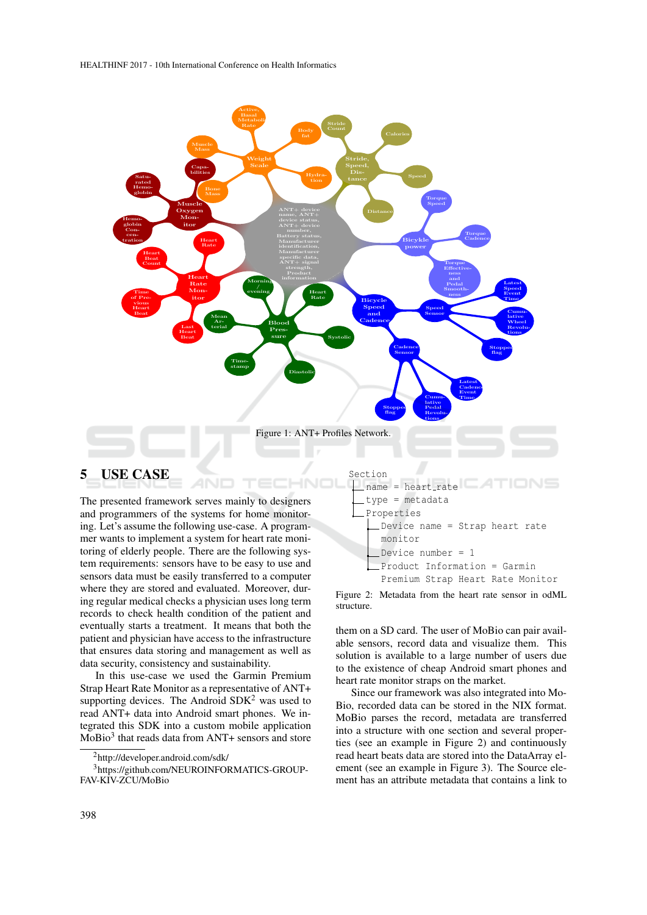Figure 1: ANT+ Profiles Network.

## 5 USE CASE

The presented framework serves mainly to designers and programmers of the systems for home monitoring. Let's assume the following use-case. A programmer wants to implement a system for heart rate monitoring of elderly people. There are the following system requirements: sensors have to be easy to use and sensors data must be easily transferred to a computer where they are stored and evaluated. Moreover, during regular medical checks a physician uses long term records to check health condition of the patient and eventually starts a treatment. It means that both the patient and physician have access to the infrastructure that ensures data storing and management as well as data security, consistency and sustainability.

In this use-case we used the Garmin Premium Strap Heart Rate Monitor as a representative of ANT+ supporting devices. The Android SDK[2] was used to read ANT+ data into Android smart phones. We integrated this SDK into a custom mobile application MoBio[3] that reads data from ANT+ sensors and store them on a SD card. The user of MoBio can pair available sensors, record data and visualize them. This solution is available to a large number of users due to the existence of cheap Android smart phones and heart rate monitor straps on the market.

[2] http://developer.android.com/sdk/

[3] https://github.com/NEUROINFORMATICS-GROUP-FAV-KIV-ZCU/MoBio

```
Section
├── name = heart_rate
├── type = metadata
└── Properties
    ├── Device name = Strap heart rate
    │   monitor
    ├── Device number = 1
    └── Product Information = Garmin
        Premium Strap Heart Rate Monitor
```

Figure 2: Metadata from the heart rate sensor in odML structure.

Since our framework was also integrated into MoBio, recorded data can be stored in the NIX format. MoBio parses the record, metadata are transferred into a structure with one section and several properties (see an example in Figure 2) and continuously read heart beats data are stored into the DataArray element (see an example in Figure 3). The Source element has an attribute metadata that contains a link to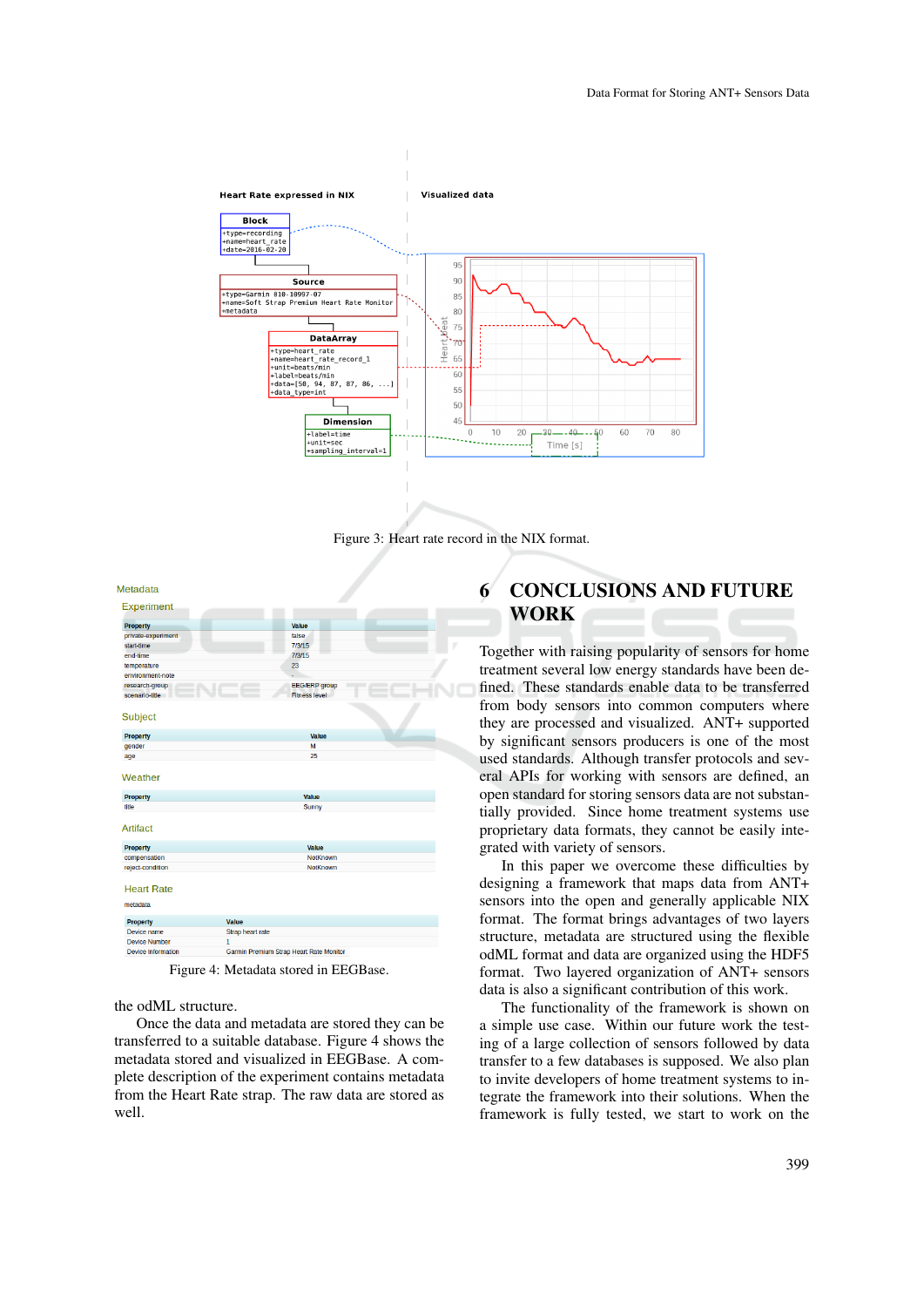Figure 3: Heart rate record in the NIX format.

Figure 4: Metadata stored in EEGBase.

the odML structure.

Once the data and metadata are stored they can be transferred to a suitable database. Figure 4 shows the metadata stored and visualized in EEGBase. A complete description of the experiment contains metadata from the Heart Rate strap. The raw data are stored as well.

# 6 CONCLUSIONS AND FUTURE WORK

Together with raising popularity of sensors for home treatment several low energy standards have been defined. These standards enable data to be transferred from body sensors into common computers where they are processed and visualized. ANT+ supported by significant sensors producers is one of the most used standards. Although transfer protocols and several APIs for working with sensors are defined, an open standard for storing sensors data are not substantially provided. Since home treatment systems use proprietary data formats, they cannot be easily integrated with variety of sensors.

In this paper we overcome these difficulties by designing a framework that maps data from ANT+ sensors into the open and generally applicable NIX format. The format brings advantages of two layers structure, metadata are structured using the flexible odML format and data are organized using the HDF5 format. Two layered organization of ANT+ sensors data is also a significant contribution of this work.

The functionality of the framework is shown on a simple use case. Within our future work the testing of a large collection of sensors followed by data transfer to a few databases is supposed. We also plan to invite developers of home treatment systems to integrate the framework into their solutions. When the framework is fully tested, we start to work on the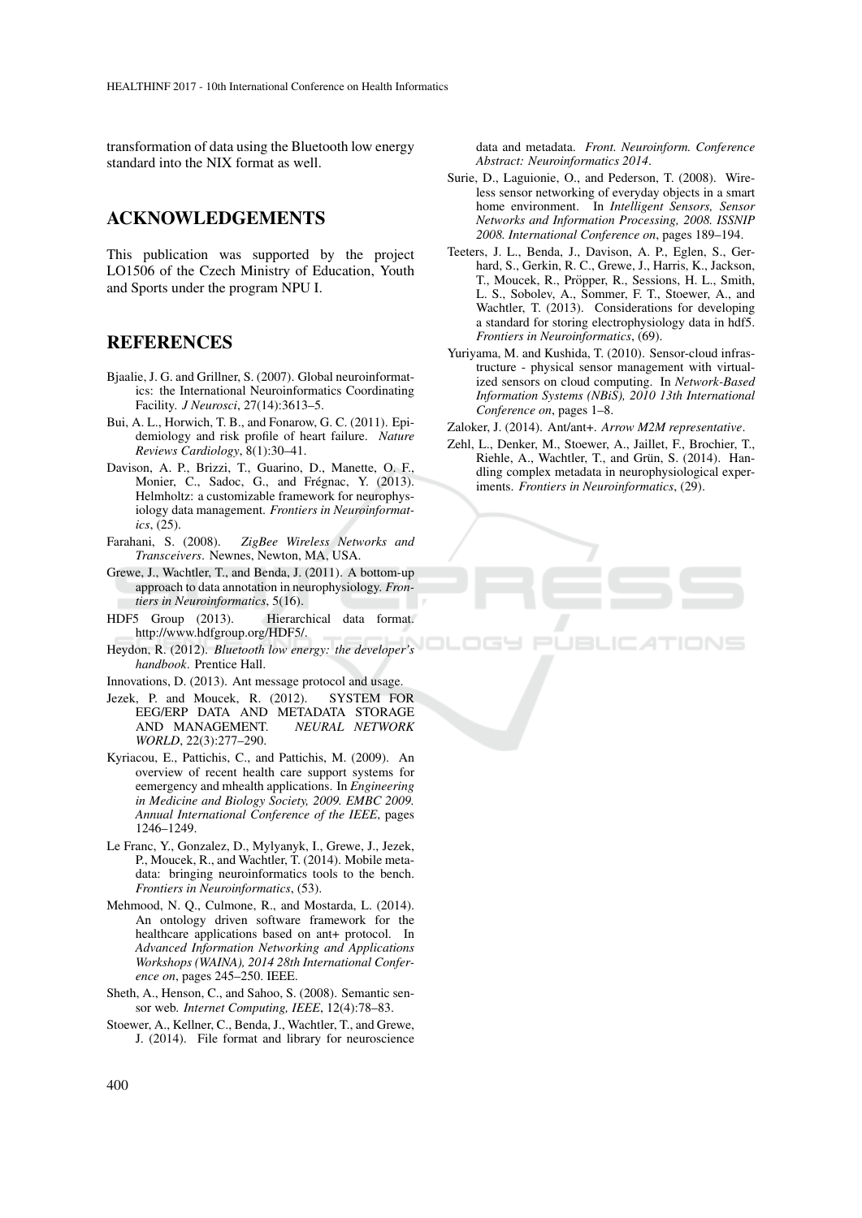transformation of data using the Bluetooth low energy standard into the NIX format as well.

## ACKNOWLEDGEMENTS

This publication was supported by the project LO1506 of the Czech Ministry of Education, Youth and Sports under the program NPU I.

## REFERENCES

Bjaalie, J. G. and Grillner, S. (2007). Global neuroinformatics: the International Neuroinformatics Coordinating Facility. *J Neurosci*, 27(14):3613–5.

Bui, A. L., Horwich, T. B., and Fonarow, G. C. (2011). Epidemiology and risk profile of heart failure. *Nature Reviews Cardiology*, 8(1):30–41.

Davison, A. P., Brizzi, T., Guarino, D., Manette, O. F., Monier, C., Sadoc, G., and Frégnac, Y. (2013). Helmholtz: a customizable framework for neurophysiology data management. *Frontiers in Neuroinformatics*, (25).

Farahani, S. (2008). *ZigBee Wireless Networks and Transceivers*. Newnes, Newton, MA, USA.

Grewe, J., Wachtler, T., and Benda, J. (2011). A bottom-up approach to data annotation in neurophysiology. *Frontiers in Neuroinformatics*, 5(16).

HDF5 Group (2013). Hierarchical data format. http://www.hdfgroup.org/HDF5/.

Heydon, R. (2012). *Bluetooth low energy: the developer's handbook*. Prentice Hall.

Innovations, D. (2013). Ant message protocol and usage.

Jezek, P. and Moucek, R. (2012). SYSTEM FOR EEG/ERP DATA AND METADATA STORAGE AND MANAGEMENT. *NEURAL NETWORK WORLD*, 22(3):277–290.

Kyriacou, E., Pattichis, C., and Pattichis, M. (2009). An overview of recent health care support systems for eemergency and mhealth applications. In *Engineering in Medicine and Biology Society, 2009. EMBC 2009. Annual International Conference of the IEEE*, pages 1246–1249.

Le Franc, Y., Gonzalez, D., Mylyanyk, I., Grewe, J., Jezek, P., Moucek, R., and Wachtler, T. (2014). Mobile metadata: bringing neuroinformatics tools to the bench. *Frontiers in Neuroinformatics*, (53).

Mehmood, N. Q., Culmone, R., and Mostarda, L. (2014). An ontology driven software framework for the healthcare applications based on ant+ protocol. In *Advanced Information Networking and Applications Workshops (WAINA), 2014 28th International Conference on*, pages 245–250. IEEE.

Sheth, A., Henson, C., and Sahoo, S. (2008). Semantic sensor web. *Internet Computing, IEEE*, 12(4):78–83.

Stoewer, A., Kellner, C., Benda, J., Wachtler, T., and Grewe, J. (2014). File format and library for neuroscience data and metadata. *Front. Neuroinform. Conference Abstract: Neuroinformatics 2014*.

Surie, D., Laguionie, O., and Pederson, T. (2008). Wireless sensor networking of everyday objects in a smart home environment. In *Intelligent Sensors, Sensor Networks and Information Processing, 2008. ISSNIP 2008. International Conference on*, pages 189–194.

Teeters, J. L., Benda, J., Davison, A. P., Eglen, S., Gerhard, S., Gerkin, R. C., Grewe, J., Harris, K., Jackson, T., Moucek, R., Pröpper, R., Sessions, H. L., Smith, L. S., Sobolev, A., Sommer, F. T., Stoewer, A., and Wachtler, T. (2013). Considerations for developing a standard for storing electrophysiology data in hdf5. *Frontiers in Neuroinformatics*, (69).

Yuriyama, M. and Kushida, T. (2010). Sensor-cloud infrastructure - physical sensor management with virtualized sensors on cloud computing. In *Network-Based Information Systems (NBiS), 2010 13th International Conference on*, pages 1–8.

Zaloker, J. (2014). Ant/ant+. *Arrow M2M representative*.

Zehl, L., Denker, M., Stoewer, A., Jaillet, F., Brochier, T., Riehle, A., Wachtler, T., and Grün, S. (2014). Handling complex metadata in neurophysiological experiments. *Frontiers in Neuroinformatics*, (29).